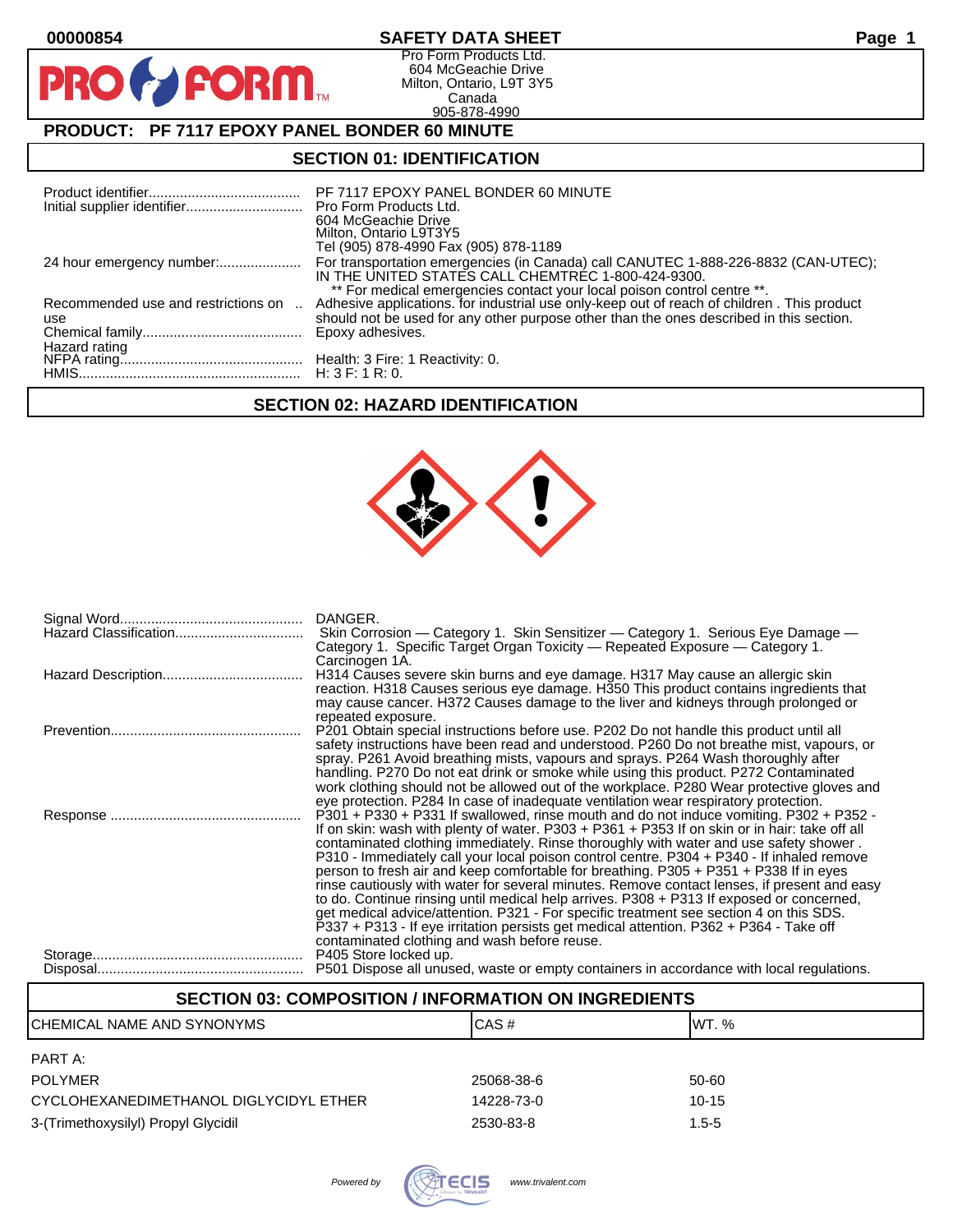00000854

# SAFETY DATA SHEET

Pro Form Products Ltd.
604 McGeachie Drive
Milton, Ontario, L9T 3Y5
Canada
905-878-4990

## PRODUCT: PF 7117 EPOXY PANEL BONDER 60 MINUTE

## SECTION 01: IDENTIFICATION

| | |
|---|---|
| Product identifier | PF 7117 EPOXY PANEL BONDER 60 MINUTE |
| Initial supplier identifier | Pro Form Products Ltd.<br>604 McGeachie Drive<br>Milton, Ontario L9T3Y5<br>Tel (905) 878-4990 Fax (905) 878-1189 |
| 24 hour emergency number: | For transportation emergencies (in Canada) call CANUTEC 1-888-226-8832 (CAN-UTEC); IN THE UNITED STATES CALL CHEMTREC 1-800-424-9300.<br>** For medical emergencies contact your local poison control centre **. |
| Recommended use and restrictions on use | Adhesive applications. for industrial use only-keep out of reach of children . This product should not be used for any other purpose other than the ones described in this section. |
| Chemical family | Epoxy adhesives. |
| Hazard rating | |
| NFPA rating | Health: 3 Fire: 1 Reactivity: 0. |
| HMIS | H: 3 F: 1 R: 0. |

## SECTION 02: HAZARD IDENTIFICATION

| | |
|---|---|
| Signal Word | DANGER. |
| Hazard Classification | Skin Corrosion — Category 1. Skin Sensitizer — Category 1. Serious Eye Damage — Category 1. Specific Target Organ Toxicity — Repeated Exposure — Category 1. Carcinogen 1A. |
| Hazard Description | H314 Causes severe skin burns and eye damage. H317 May cause an allergic skin reaction. H318 Causes serious eye damage. H350 This product contains ingredients that may cause cancer. H372 Causes damage to the liver and kidneys through prolonged or repeated exposure. |
| Prevention | P201 Obtain special instructions before use. P202 Do not handle this product until all safety instructions have been read and understood. P260 Do not breathe mist, vapours, or spray. P261 Avoid breathing mists, vapours and sprays. P264 Wash thoroughly after handling. P270 Do not eat drink or smoke while using this product. P272 Contaminated work clothing should not be allowed out of the workplace. P280 Wear protective gloves and eye protection. P284 In case of inadequate ventilation wear respiratory protection. |
| Response | P301 + P330 + P331 If swallowed, rinse mouth and do not induce vomiting. P302 + P352 - If on skin: wash with plenty of water. P303 + P361 + P353 If on skin or in hair: take off all contaminated clothing immediately. Rinse thoroughly with water and use safety shower . P310 - Immediately call your local poison control centre. P304 + P340 - If inhaled remove person to fresh air and keep comfortable for breathing. P305 + P351 + P338 If in eyes rinse cautiously with water for several minutes. Remove contact lenses, if present and easy to do. Continue rinsing until medical help arrives. P308 + P313 If exposed or concerned, get medical advice/attention. P321 - For specific treatment see section 4 on this SDS. P337 + P313 - If eye irritation persists get medical attention. P362 + P364 - Take off contaminated clothing and wash before reuse. |
| Storage | P405 Store locked up. |
| Disposal | P501 Dispose all unused, waste or empty containers in accordance with local regulations. |

## SECTION 03: COMPOSITION / INFORMATION ON INGREDIENTS

| CHEMICAL NAME AND SYNONYMS | CAS # | WT. % |
|---|---|---|
| PART A: | | |
| POLYMER | 25068-38-6 | 50-60 |
| CYCLOHEXANEDIMETHANOL DIGLYCIDYL ETHER | 14228-73-0 | 10-15 |
| 3-(Trimethoxysilyl) Propyl Glycidil | 2530-83-8 | 1.5-5 |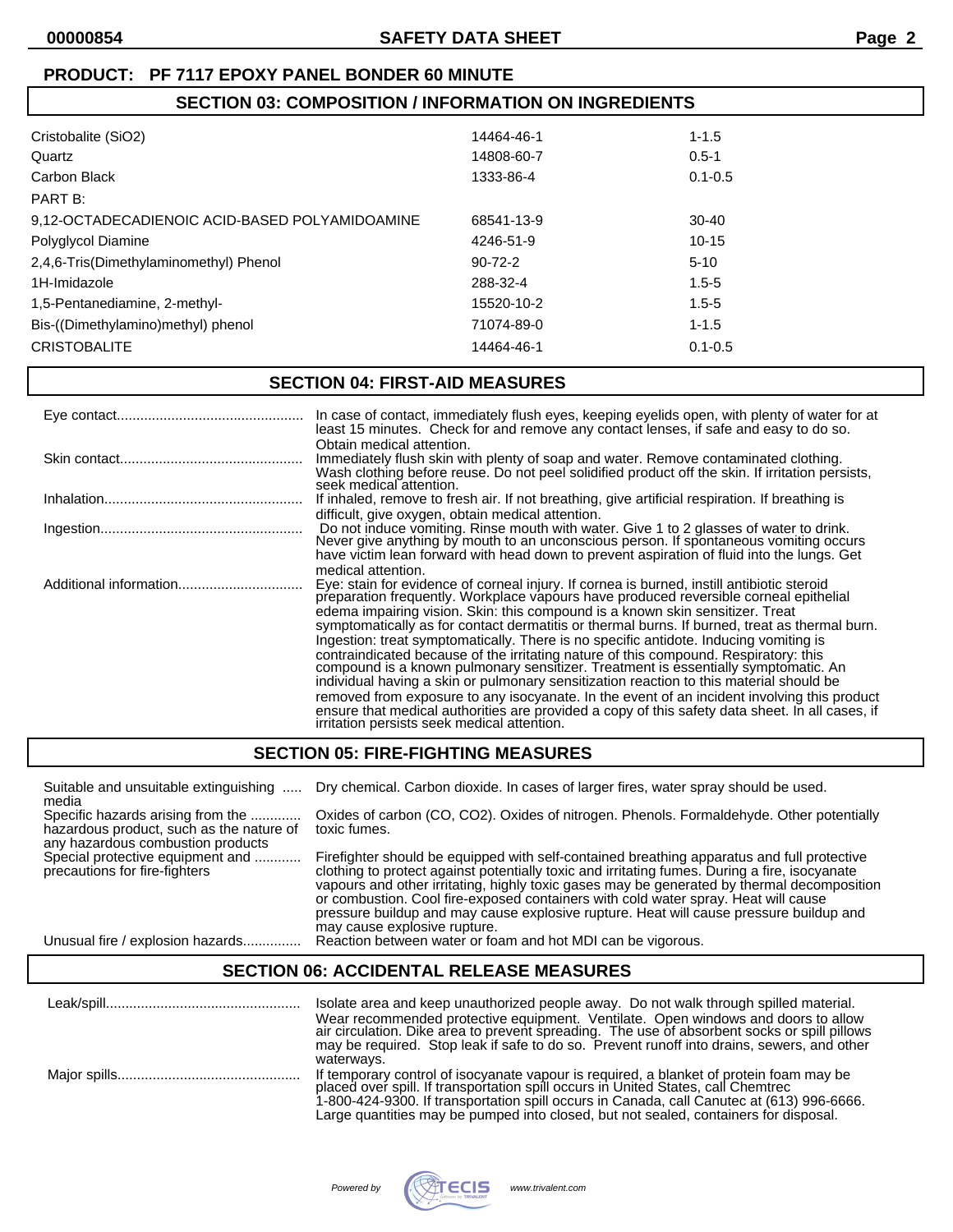**PRODUCT: PF 7117 EPOXY PANEL BONDER 60 MINUTE**

## SECTION 03: COMPOSITION / INFORMATION ON INGREDIENTS

| | | |
|---|---|---|
| Cristobalite ($SiO_2$) | 14464-46-1 | 1-1.5 |
| Quartz | 14808-60-7 | 0.5-1 |
| Carbon Black | 1333-86-4 | 0.1-0.5 |
| PART B: | | |
| 9,12-OCTADECADIENOIC ACID-BASED POLYAMIDOAMINE | 68541-13-9 | 30-40 |
| Polyglycol Diamine | 4246-51-9 | 10-15 |
| 2,4,6-Tris(Dimethylaminomethyl) Phenol | 90-72-2 | 5-10 |
| 1H-Imidazole | 288-32-4 | 1.5-5 |
| 1,5-Pentanediamine, 2-methyl- | 15520-10-2 | 1.5-5 |
| Bis-((Dimethylamino)methyl) phenol | 71074-89-0 | 1-1.5 |
| CRISTOBALITE | 14464-46-1 | 0.1-0.5 |

## SECTION 04: FIRST-AID MEASURES

**Eye contact:** In case of contact, immediately flush eyes, keeping eyelids open, with plenty of water for at least 15 minutes. Check for and remove any contact lenses, if safe and easy to do so. Obtain medical attention.

**Skin contact:** Immediately flush skin with plenty of soap and water. Remove contaminated clothing. Wash clothing before reuse. Do not peel solidified product off the skin. If irritation persists, seek medical attention.

**Inhalation:** If inhaled, remove to fresh air. If not breathing, give artificial respiration. If breathing is difficult, give oxygen, obtain medical attention.

**Ingestion:** Do not induce vomiting. Rinse mouth with water. Give 1 to 2 glasses of water to drink. Never give anything by mouth to an unconscious person. If spontaneous vomiting occurs have victim lean forward with head down to prevent aspiration of fluid into the lungs. Get medical attention.

**Additional information:** Eye: stain for evidence of corneal injury. If cornea is burned, instill antibiotic steroid preparation frequently. Workplace vapours have produced reversible corneal epithelial edema impairing vision. Skin: this compound is a known skin sensitizer. Treat symptomatically as for contact dermatitis or thermal burns. If burned, treat as thermal burn. Ingestion: treat symptomatically. There is no specific antidote. Inducing vomiting is contraindicated because of the irritating nature of this compound. Respiratory: this compound is a known pulmonary sensitizer. Treatment is essentially symptomatic. An individual having a skin or pulmonary sensitization reaction to this material should be removed from exposure to any isocyanate. In the event of an incident involving this product ensure that medical authorities are provided a copy of this safety data sheet. In all cases, if irritation persists seek medical attention.

## SECTION 05: FIRE-FIGHTING MEASURES

**Suitable and unsuitable extinguishing media:** Dry chemical. Carbon dioxide. In cases of larger fires, water spray should be used.

**Specific hazards arising from the hazardous product, such as the nature of any hazardous combustion products:** Oxides of carbon (CO, $CO_2$). Oxides of nitrogen. Phenols. Formaldehyde. Other potentially toxic fumes.

**Special protective equipment and precautions for fire-fighters:** Firefighter should be equipped with self-contained breathing apparatus and full protective clothing to protect against potentially toxic and irritating fumes. During a fire, isocyanate vapours and other irritating, highly toxic gases may be generated by thermal decomposition or combustion. Cool fire-exposed containers with cold water spray. Heat will cause pressure buildup and may cause explosive rupture. Heat will cause pressure buildup and may cause explosive rupture.

**Unusual fire / explosion hazards:** Reaction between water or foam and hot MDI can be vigorous.

## SECTION 06: ACCIDENTAL RELEASE MEASURES

**Leak/spill:** Isolate area and keep unauthorized people away. Do not walk through spilled material. Wear recommended protective equipment. Ventilate. Open windows and doors to allow air circulation. Dike area to prevent spreading. The use of absorbent socks or spill pillows may be required. Stop leak if safe to do so. Prevent runoff into drains, sewers, and other waterways.

**Major spills:** If temporary control of isocyanate vapour is required, a blanket of protein foam may be placed over spill. If transportation spill occurs in United States, call Chemtrec 1-800-424-9300. If transportation spill occurs in Canada, call Canutec at (613) 996-6666. Large quantities may be pumped into closed, but not sealed, containers for disposal.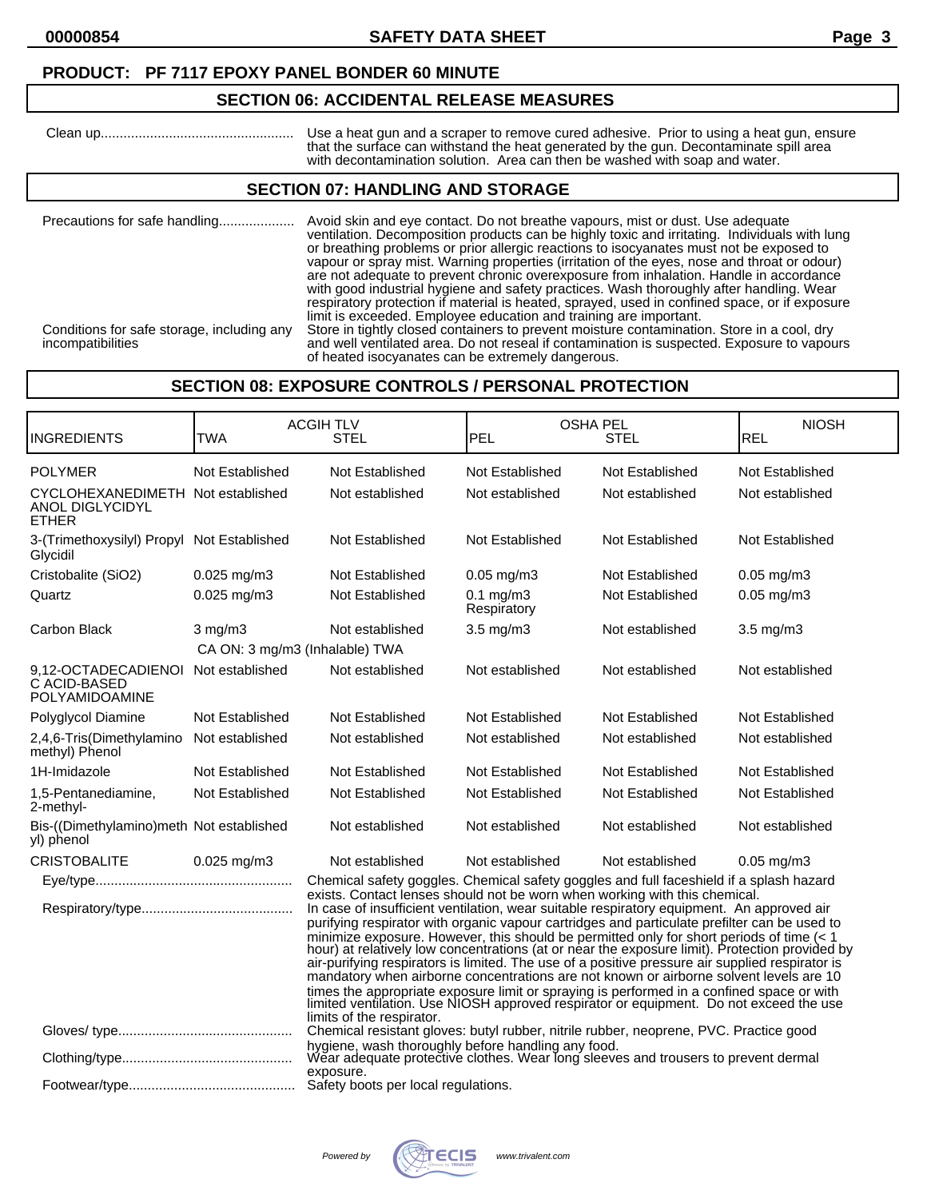**PRODUCT: PF 7117 EPOXY PANEL BONDER 60 MINUTE**

## SECTION 06: ACCIDENTAL RELEASE MEASURES

Clean up.................................................. Use a heat gun and a scraper to remove cured adhesive. Prior to using a heat gun, ensure that the surface can withstand the heat generated by the gun. Decontaminate spill area with decontamination solution. Area can then be washed with soap and water.

## SECTION 07: HANDLING AND STORAGE

Precautions for safe handling.................... Avoid skin and eye contact. Do not breathe vapours, mist or dust. Use adequate ventilation. Decomposition products can be highly toxic and irritating. Individuals with lung or breathing problems or prior allergic reactions to isocyanates must not be exposed to vapour or spray mist. Warning properties (irritation of the eyes, nose and throat or odour) are not adequate to prevent chronic overexposure from inhalation. Handle in accordance with good industrial hygiene and safety practices. Wash thoroughly after handling. Wear respiratory protection if material is heated, sprayed, used in confined space, or if exposure limit is exceeded. Employee education and training are important.

Conditions for safe storage, including any incompatibilities: Store in tightly closed containers to prevent moisture contamination. Store in a cool, dry and well ventilated area. Do not reseal if contamination is suspected. Exposure to vapours of heated isocyanates can be extremely dangerous.

## SECTION 08: EXPOSURE CONTROLS / PERSONAL PROTECTION

| INGREDIENTS | ACGIH TLV TWA | ACGIH TLV STEL | OSHA PEL PEL | OSHA PEL STEL | NIOSH REL |
|---|---|---|---|---|---|
| POLYMER | Not Established | Not Established | Not Established | Not Established | Not Established |
| CYCLOHEXANEDIMETHANOL DIGLYCIDYL ETHER | Not established | Not established | Not established | Not established | Not established |
| 3-(Trimethoxysilyl) Propyl Glycidil | Not Established | Not Established | Not Established | Not Established | Not Established |
| Cristobalite ($SiO_2$) | 0.025 mg/m3 | Not Established | 0.05 mg/m3 | Not Established | 0.05 mg/m3 |
| Quartz | 0.025 mg/m3 | Not Established | 0.1 mg/m3 Respiratory | Not Established | 0.05 mg/m3 |
| Carbon Black | 3 mg/m3<br>CA ON: 3 mg/m3 (Inhalable) TWA | Not established | 3.5 mg/m3 | Not established | 3.5 mg/m3 |
| 9,12-OCTADECADIENOIC ACID-BASED POLYAMIDOAMINE | Not established | Not established | Not established | Not established | Not established |
| Polyglycol Diamine | Not Established | Not Established | Not Established | Not Established | Not Established |
| 2,4,6-Tris(Dimethylamino methyl) Phenol | Not established | Not established | Not established | Not established | Not established |
| 1H-Imidazole | Not Established | Not Established | Not Established | Not Established | Not Established |
| 1,5-Pentanediamine, 2-methyl- | Not Established | Not Established | Not Established | Not Established | Not Established |
| Bis-((Dimethylamino)methyl) phenol | Not established | Not established | Not established | Not established | Not established |
| CRISTOBALITE | 0.025 mg/m3 | Not established | Not established | Not established | 0.05 mg/m3 |

Eye/type.................................................... Chemical safety goggles. Chemical safety goggles and full faceshield if a splash hazard exists. Contact lenses should not be worn when working with this chemical.

Respiratory/type........................................ In case of insufficient ventilation, wear suitable respiratory equipment. An approved air purifying respirator with organic vapour cartridges and particulate prefilter can be used to minimize exposure. However, this should be permitted only for short periods of time (< 1 hour) at relatively low concentrations (at or near the exposure limit). Protection provided by air-purifying respirators is limited. The use of a positive pressure air supplied respirator is mandatory when airborne concentrations are not known or airborne solvent levels are 10 times the appropriate exposure limit or spraying is performed in a confined space or with limited ventilation. Use NIOSH approved respirator or equipment. Do not exceed the use limits of the respirator.

Gloves/ type............................................. Chemical resistant gloves: butyl rubber, nitrile rubber, neoprene, PVC. Practice good hygiene, wash thoroughly before handling any food.

Clothing/type............................................ Wear adequate protective clothes. Wear long sleeves and trousers to prevent dermal exposure.

Footwear/type........................................... Safety boots per local regulations.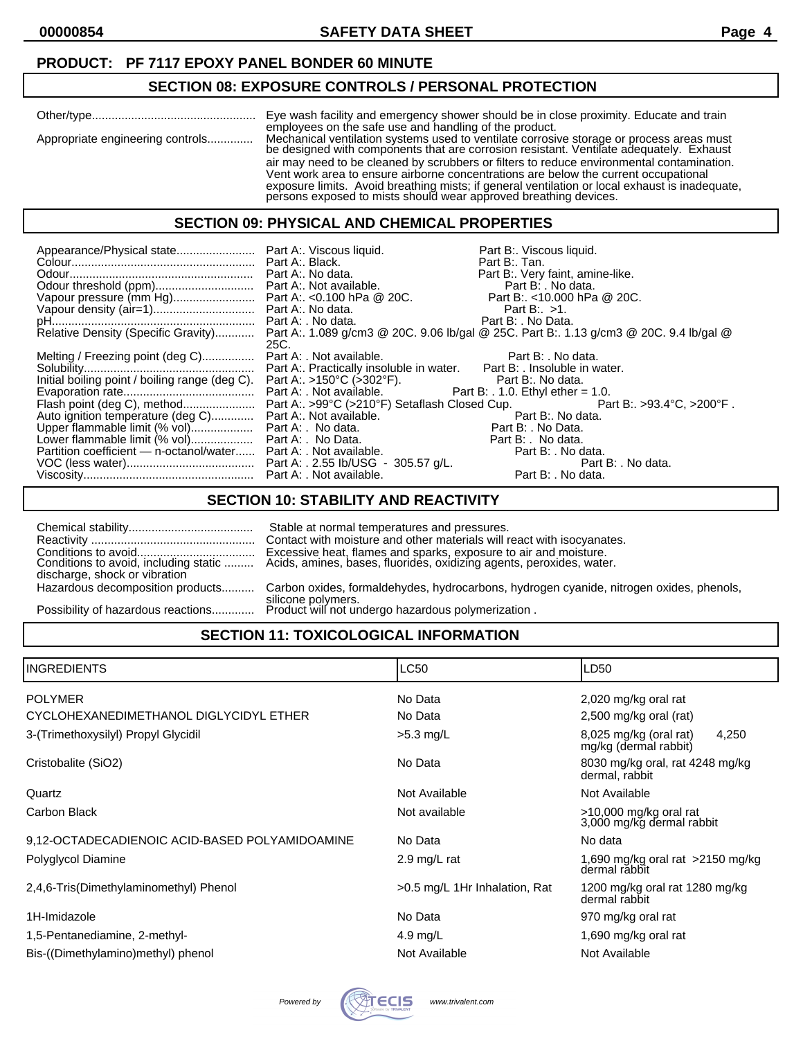**PRODUCT: PF 7117 EPOXY PANEL BONDER 60 MINUTE**

## SECTION 08: EXPOSURE CONTROLS / PERSONAL PROTECTION

| | |
|---|---|
| Other/type | Eye wash facility and emergency shower should be in close proximity. Educate and train employees on the safe use and handling of the product. |
| Appropriate engineering controls | Mechanical ventilation systems used to ventilate corrosive storage or process areas must be designed with components that are corrosion resistant. Ventilate adequately. Exhaust air may need to be cleaned by scrubbers or filters to reduce environmental contamination. Vent work area to ensure airborne concentrations are below the current occupational exposure limits. Avoid breathing mists; if general ventilation or local exhaust is inadequate, persons exposed to mists should wear approved breathing devices. |

## SECTION 09: PHYSICAL AND CHEMICAL PROPERTIES

| Property | Part A | Part B |
|---|---|---|
| Appearance/Physical state | Part A:. Viscous liquid. | Part B:. Viscous liquid. |
| Colour | Part A:. Black. | Part B:. Tan. |
| Odour | Part A:. No data. | Part B:. Very faint, amine-like. |
| Odour threshold (ppm) | Part A:. Not available. | Part B: . No data. |
| Vapour pressure (mm Hg) | Part A:. <0.100 hPa @ 20C. | Part B:. <10.000 hPa @ 20C. |
| Vapour density (air=1) | Part A:. No data. | Part B:. >1. |
| pH | Part A: . No data. | Part B: . No Data. |
| Relative Density (Specific Gravity) | Part A:. 1.089 g/cm3 @ 20C. 9.06 lb/gal @ 25C. | Part B:. 1.13 g/cm3 @ 20C. 9.4 lb/gal @ 25C. |
| Melting / Freezing point (deg C) | Part A: . Not available. | Part B: . No data. |
| Solubility | Part A:. Practically insoluble in water. | Part B: . Insoluble in water. |
| Initial boiling point / boiling range (deg C). | Part A:. >150°C (>302°F). | Part B:. No data. |
| Evaporation rate | Part A: . Not available. | Part B: . 1.0. Ethyl ether = 1.0. |
| Flash point (deg C), method | Part A:. >99°C (>210°F) Setaflash Closed Cup. | Part B:. >93.4°C, >200°F . |
| Auto ignition temperature (deg C) | Part A:. Not available. | Part B:. No data. |
| Upper flammable limit (% vol) | Part A: . No data. | Part B: . No Data. |
| Lower flammable limit (% vol) | Part A: . No Data. | Part B: . No data. |
| Partition coefficient — n-octanol/water | Part A: . Not available. | Part B: . No data. |
| VOC (less water) | Part A: . 2.55 lb/USG - 305.57 g/L. | Part B: . No data. |
| Viscosity | Part A: . Not available. | Part B: . No data. |

## SECTION 10: STABILITY AND REACTIVITY

| | |
|---|---|
| Chemical stability | Stable at normal temperatures and pressures. |
| Reactivity | Contact with moisture and other materials will react with isocyanates. |
| Conditions to avoid | Excessive heat, flames and sparks, exposure to air and moisture. |
| Conditions to avoid, including static discharge, shock or vibration | Acids, amines, bases, fluorides, oxidizing agents, peroxides, water. |
| Hazardous decomposition products | Carbon oxides, formaldehydes, hydrocarbons, hydrogen cyanide, nitrogen oxides, phenols, silicone polymers. |
| Possibility of hazardous reactions | Product will not undergo hazardous polymerization . |

## SECTION 11: TOXICOLOGICAL INFORMATION

| INGREDIENTS | LC50 | LD50 |
|---|---|---|
| POLYMER | No Data | 2,020 mg/kg oral rat |
| CYCLOHEXANEDIMETHANOL DIGLYCIDYL ETHER | No Data | 2,500 mg/kg oral (rat) |
| 3-(Trimethoxysilyl) Propyl Glycidil | >5.3 mg/L | 8,025 mg/kg (oral rat) 4,250 mg/kg (dermal rabbit) |
| Cristobalite (SiO2) | No Data | 8030 mg/kg oral, rat 4248 mg/kg dermal, rabbit |
| Quartz | Not Available | Not Available |
| Carbon Black | Not available | >10,000 mg/kg oral rat 3,000 mg/kg dermal rabbit |
| 9,12-OCTADECADIENOIC ACID-BASED POLYAMIDOAMINE | No Data | No data |
| Polyglycol Diamine | 2.9 mg/L rat | 1,690 mg/kg oral rat >2150 mg/kg dermal rabbit |
| 2,4,6-Tris(Dimethylaminomethyl) Phenol | >0.5 mg/L 1Hr Inhalation, Rat | 1200 mg/kg oral rat 1280 mg/kg dermal rabbit |
| 1H-Imidazole | No Data | 970 mg/kg oral rat |
| 1,5-Pentanediamine, 2-methyl- | 4.9 mg/L | 1,690 mg/kg oral rat |
| Bis-((Dimethylamino)methyl) phenol | Not Available | Not Available |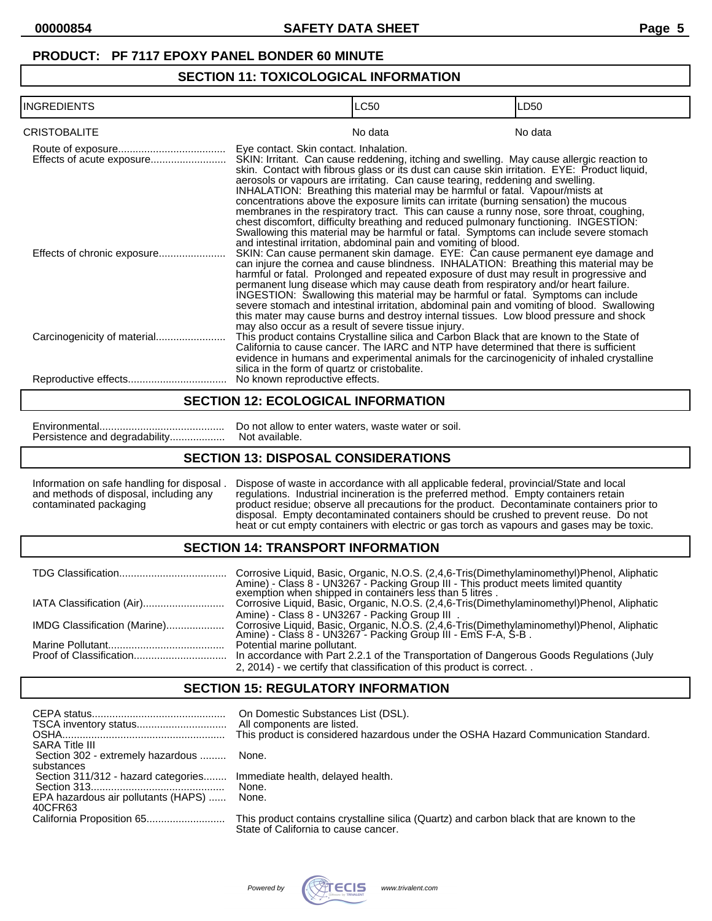**PRODUCT: PF 7117 EPOXY PANEL BONDER 60 MINUTE**

## SECTION 11: TOXICOLOGICAL INFORMATION

| INGREDIENTS | LC50 | LD50 |
|---|---|---|
| CRISTOBALITE | No data | No data |

Route of exposure..................................... Eye contact. Skin contact. Inhalation.

Effects of acute exposure.......................... SKIN: Irritant. Can cause reddening, itching and swelling. May cause allergic reaction to skin. Contact with fibrous glass or its dust can cause skin irritation. EYE: Product liquid, aerosols or vapours are irritating. Can cause tearing, reddening and swelling. INHALATION: Breathing this material may be harmful or fatal. Vapour/mists at concentrations above the exposure limits can irritate (burning sensation) the mucous membranes in the respiratory tract. This can cause a runny nose, sore throat, coughing, chest discomfort, difficulty breathing and reduced pulmonary functioning. INGESTION: Swallowing this material may be harmful or fatal. Symptoms can include severe stomach and intestinal irritation, abdominal pain and vomiting of blood.

Effects of chronic exposure....................... SKIN: Can cause permanent skin damage. EYE: Can cause permanent eye damage and can injure the cornea and cause blindness. INHALATION: Breathing this material may be harmful or fatal. Prolonged and repeated exposure of dust may result in progressive and permanent lung disease which may cause death from respiratory and/or heart failure. INGESTION: Swallowing this material may be harmful or fatal. Symptoms can include severe stomach and intestinal irritation, abdominal pain and vomiting of blood. Swallowing this mater may cause burns and destroy internal tissues. Low blood pressure and shock may also occur as a result of severe tissue injury.

Carcinogenicity of material........................ This product contains Crystalline silica and Carbon Black that are known to the State of California to cause cancer. The IARC and NTP have determined that there is sufficient evidence in humans and experimental animals for the carcinogenicity of inhaled crystalline silica in the form of quartz or cristobalite.

Reproductive effects.................................. No known reproductive effects.

## SECTION 12: ECOLOGICAL INFORMATION

Environmental........................................... Do not allow to enter waters, waste water or soil.

Persistence and degradability................... Not available.

## SECTION 13: DISPOSAL CONSIDERATIONS

Information on safe handling for disposal . and methods of disposal, including any contaminated packaging: Dispose of waste in accordance with all applicable federal, provincial/State and local regulations. Industrial incineration is the preferred method. Empty containers retain product residue; observe all precautions for the product. Decontaminate containers prior to disposal. Empty decontaminated containers should be crushed to prevent reuse. Do not heat or cut empty containers with electric or gas torch as vapours and gases may be toxic.

## SECTION 14: TRANSPORT INFORMATION

TDG Classification..................................... Corrosive Liquid, Basic, Organic, N.O.S. (2,4,6-Tris(Dimethylaminomethyl)Phenol, Aliphatic Amine) - Class 8 - UN3267 - Packing Group III - This product meets limited quantity exemption when shipped in containers less than 5 litres .

IATA Classification (Air)............................ Corrosive Liquid, Basic, Organic, N.O.S. (2,4,6-Tris(Dimethylaminomethyl)Phenol, Aliphatic Amine) - Class 8 - UN3267 - Packing Group III .

IMDG Classification (Marine).................... Corrosive Liquid, Basic, Organic, N.O.S. (2,4,6-Tris(Dimethylaminomethyl)Phenol, Aliphatic Amine) - Class 8 - UN3267 - Packing Group III - EmS F-A, S-B .

Marine Pollutant........................................ Potential marine pollutant.

Proof of Classification................................ In accordance with Part 2.2.1 of the Transportation of Dangerous Goods Regulations (July 2, 2014) - we certify that classification of this product is correct. .

## SECTION 15: REGULATORY INFORMATION

CEPA status.............................................. On Domestic Substances List (DSL).

TSCA inventory status............................... All components are listed.

OSHA........................................................ This product is considered hazardous under the OSHA Hazard Communication Standard.

SARA Title III

- Section 302 - extremely hazardous substances ......... None.
- Section 311/312 - hazard categories........ Immediate health, delayed health.
- Section 313.............................................. None.

EPA hazardous air pollutants (HAPS) 40CFR63 ...... None.

California Proposition 65........................... This product contains crystalline silica (Quartz) and carbon black that are known to the State of California to cause cancer.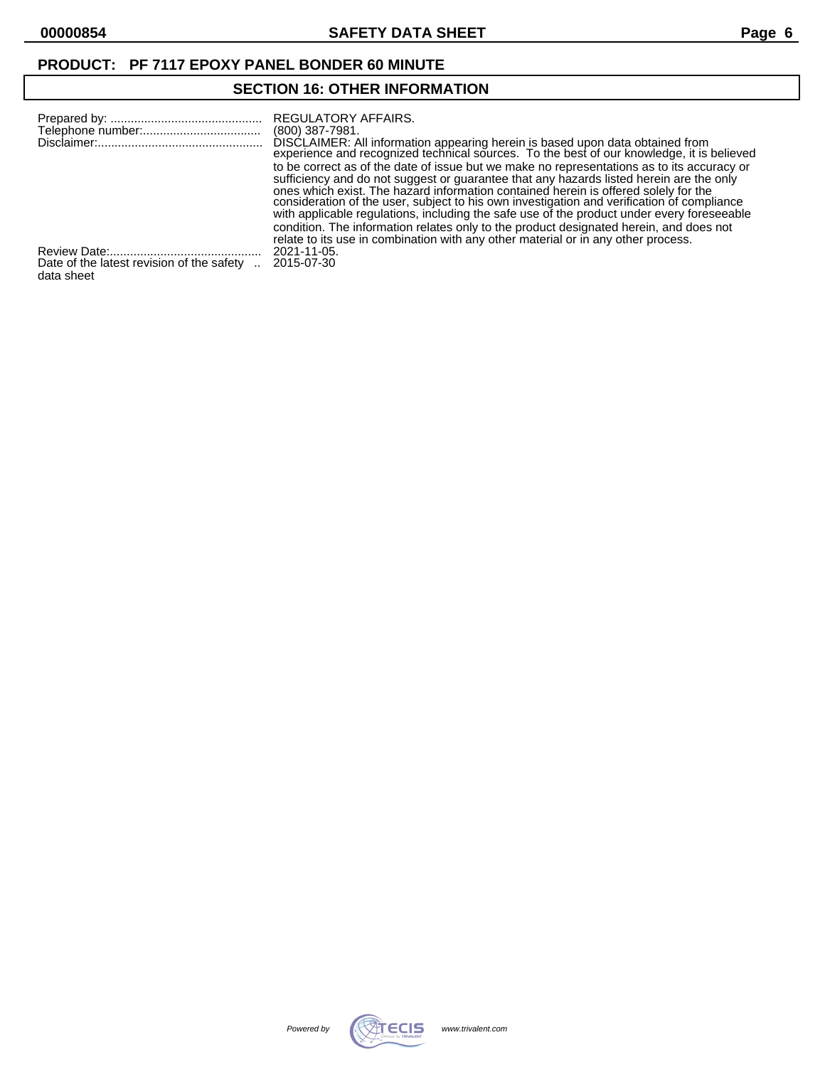**PRODUCT: PF 7117 EPOXY PANEL BONDER 60 MINUTE**

## SECTION 16: OTHER INFORMATION

| | |
|---|---|
| Prepared by: | REGULATORY AFFAIRS. |
| Telephone number: | (800) 387-7981. |
| Disclaimer: | DISCLAIMER: All information appearing herein is based upon data obtained from experience and recognized technical sources. To the best of our knowledge, it is believed to be correct as of the date of issue but we make no representations as to its accuracy or sufficiency and do not suggest or guarantee that any hazards listed herein are the only ones which exist. The hazard information contained herein is offered solely for the consideration of the user, subject to his own investigation and verification of compliance with applicable regulations, including the safe use of the product under every foreseeable condition. The information relates only to the product designated herein, and does not relate to its use in combination with any other material or in any other process. |
| Review Date: | 2021-11-05. |
| Date of the latest revision of the safety data sheet | 2015-07-30 |

*Powered by* TECIS *www.trivalent.com*